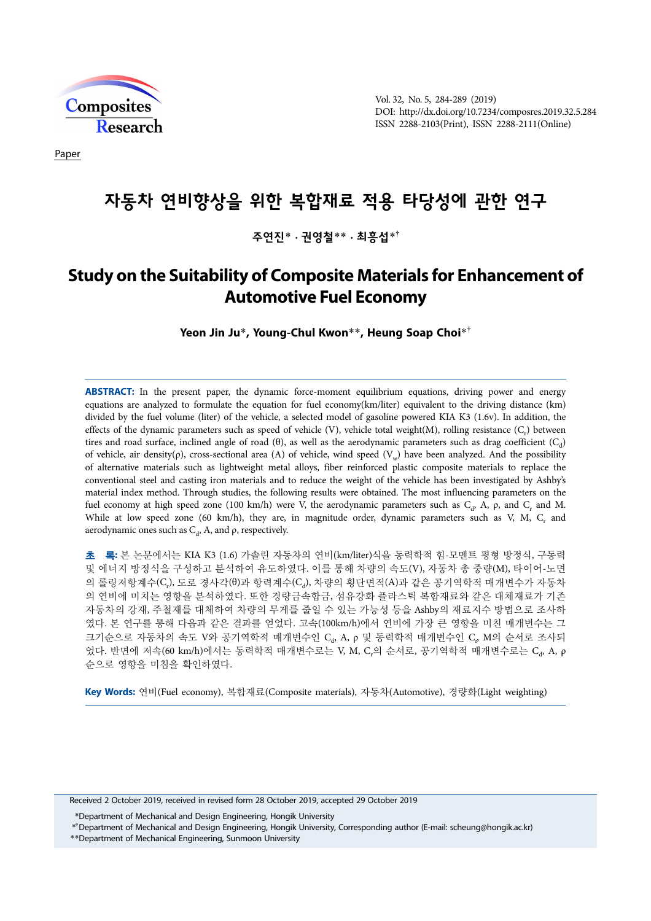Paper

# 자동차 연비향상을 위한 복합재료 적용 타당성에 관한 연구

**주연진* · 권영철** · 최흥섭*†**

# Study on the Suitability of Composite Materials for Enhancement of Automotive Fuel Economy

**Yeon Jin Ju*, Young-Chul Kwon**, Heung Soap Choi*†**

**ABSTRACT:** In the present paper, the dynamic force-moment equilibrium equations, driving power and energy equations are analyzed to formulate the equation for fuel economy(km/liter) equivalent to the driving distance (km) divided by the fuel volume (liter) of the vehicle, a selected model of gasoline powered KIA K3 (1.6v). In addition, the effects of the dynamic parameters such as speed of vehicle (V), vehicle total weight(M), rolling resistance ($C_r$) between tires and road surface, inclined angle of road (θ), as well as the aerodynamic parameters such as drag coefficient ($C_d$) of vehicle, air density(ρ), cross-sectional area (A) of vehicle, wind speed ($V_w$) have been analyzed. And the possibility of alternative materials such as lightweight metal alloys, fiber reinforced plastic composite materials to replace the conventional steel and casting iron materials and to reduce the weight of the vehicle has been investigated by Ashby's material index method. Through studies, the following results were obtained. The most influencing parameters on the fuel economy at high speed zone (100 km/h) were V, the aerodynamic parameters such as $C_d$, A, ρ, and $C_r$ and M. While at low speed zone (60 km/h), they are, in magnitude order, dynamic parameters such as V, M, $C_r$ and aerodynamic ones such as $C_d$, A, and ρ, respectively.

**초 록:** 본 논문에서는 KIA K3 (1.6) 가솔린 자동차의 연비(km/liter)식을 동력학적 힘-모멘트 평형 방정식, 구동력 및 에너지 방정식을 구성하고 분석하여 유도하였다. 이를 통해 차량의 속도(V), 자동차 총 중량(M), 타이어-노면의 롤링저항계수($C_r$), 도로 경사각(θ)과 항력계수($C_d$), 차량의 횡단면적(A)과 같은 공기역학적 매개변수가 자동차의 연비에 미치는 영향을 분석하였다. 또한 경량금속합금, 섬유강화 플라스틱 복합재료와 같은 대체재료가 기존 자동차의 강재, 주철재를 대체하여 차량의 무게를 줄일 수 있는 가능성 등을 Ashby의 재료지수 방법으로 조사하였다. 본 연구를 통해 다음과 같은 결과를 얻었다. 고속(100km/h)에서 연비에 가장 큰 영향을 미친 매개변수는 그 크기순으로 자동차의 속도 V와 공기역학적 매개변수인 $C_d$, A, ρ 및 동력학적 매개변수인 $C_r$, M의 순서로 조사되었다. 반면에 저속(60 km/h)에서는 동력학적 매개변수로는 V, M, $C_r$의 순서로, 공기역학적 매개변수로는 $C_d$, A, ρ 순으로 영향을 미침을 확인하였다.

**Key Words:** 연비(Fuel economy), 복합재료(Composite materials), 자동차(Automotive), 경량화(Light weighting)

Received 2 October 2019, received in revised form 28 October 2019, accepted 29 October 2019

*Department of Mechanical and Design Engineering, Hongik University

*†Department of Mechanical and Design Engineering, Hongik University, Corresponding author (E-mail: scheung@hongik.ac.kr)

**Department of Mechanical Engineering, Sunmoon University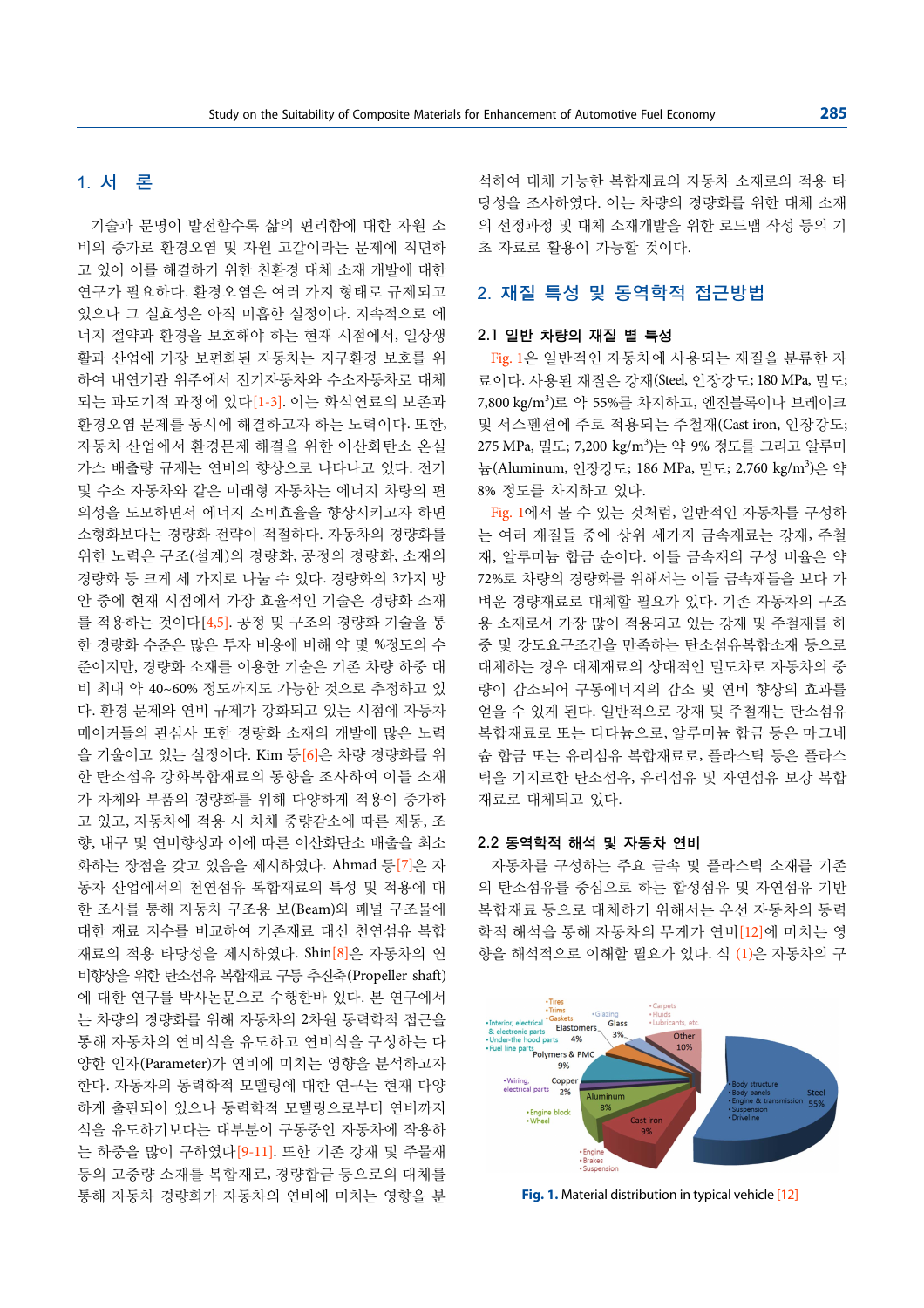## 1. 서 론

기술과 문명이 발전할수록 삶의 편리함에 대한 자원 소비의 증가로 환경오염 및 자원 고갈이라는 문제에 직면하고 있어 이를 해결하기 위한 친환경 대체 소재 개발에 대한 연구가 필요하다. 환경오염은 여러 가지 형태로 규제되고 있으나 그 실효성은 아직 미흡한 실정이다. 지속적으로 에너지 절약과 환경을 보호해야 하는 현재 시점에서, 일상생활과 산업에 가장 보편화된 자동차는 지구환경 보호를 위하여 내연기관 위주에서 전기자동차와 수소자동차로 대체되는 과도기적 과정에 있다[1-3]. 이는 화석연료의 보존과 환경오염 문제를 동시에 해결하고자 하는 노력이다. 또한, 자동차 산업에서 환경문제 해결을 위한 이산화탄소 온실가스 배출량 규제는 연비의 향상으로 나타나고 있다. 전기 및 수소 자동차와 같은 미래형 자동차는 에너지 차량의 편의성을 도모하면서 에너지 소비효율을 향상시키고자 하면 소형화보다는 경량화 전략이 적절하다. 자동차의 경량화를 위한 노력은 구조(설계)의 경량화, 공정의 경량화, 소재의 경량화 등 크게 세 가지로 나눌 수 있다. 경량화의 3가지 방안 중에 현재 시점에서 가장 효율적인 기술은 경량화 소재를 적용하는 것이다[4,5]. 공정 및 구조의 경량화 기술을 통한 경량화 수준은 많은 투자 비용에 비해 약 몇 %정도의 수준이지만, 경량화 소재를 이용한 기술은 기존 차량 하중 대비 최대 약 40~60% 정도까지도 가능한 것으로 추정하고 있다. 환경 문제와 연비 규제가 강화되고 있는 시점에 자동차 메이커들의 관심사 또한 경량화 소재의 개발에 많은 노력을 기울이고 있는 실정이다. Kim 등[6]은 차량 경량화를 위한 탄소섬유 강화복합재료의 동향을 조사하여 이들 소재가 차체와 부품의 경량화를 위해 다양하게 적용이 증가하고 있고, 자동차에 적용 시 차체 중량감소에 따른 제동, 조향, 내구 및 연비향상과 이에 따른 이산화탄소 배출을 최소화하는 장점을 갖고 있음을 제시하였다. Ahmad 등[7]은 자동차 산업에서의 천연섬유 복합재료의 특성 및 적용에 대한 조사를 통해 자동차 구조용 보(Beam)와 패널 구조물에 대한 재료 지수를 비교하여 기존재료 대신 천연섬유 복합재료의 적용 타당성을 제시하였다. Shin[8]은 자동차의 연비향상을 위한 탄소섬유 복합재료 구동 추진축(Propeller shaft)에 대한 연구를 박사논문으로 수행한바 있다. 본 연구에서는 차량의 경량화를 위해 자동차의 2차원 동력학적 접근을 통해 자동차의 연비식을 유도하고 연비식을 구성하는 다양한 인자(Parameter)가 연비에 미치는 영향을 분석하고자 한다. 자동차의 동력학적 모델링에 대한 연구는 현재 다양하게 출판되어 있으나 동력학적 모델링으로부터 연비까지 식을 유도하기보다는 대부분이 구동중인 자동차에 작용하는 하중을 많이 구하였다[9-11]. 또한 기존 강재 및 주물재 등의 고중량 소재를 복합재료, 경량합금 등으로의 대체를 통해 자동차 경량화가 자동차의 연비에 미치는 영향을 분석하여 대체 가능한 복합재료의 자동차 소재로의 적용 타당성을 조사하였다. 이는 차량의 경량화를 위한 대체 소재의 선정과정 및 대체 소재개발을 위한 로드맵 작성 등의 기초 자료로 활용이 가능할 것이다.

## 2. 재질 특성 및 동역학적 접근방법

### 2.1 일반 차량의 재질 별 특성

Fig. 1은 일반적인 자동차에 사용되는 재질을 분류한 자료이다. 사용된 재질은 강재(Steel, 인장강도; 180 MPa, 밀도; 7,800 kg/m$^3$)로 약 55%를 차지하고, 엔진블록이나 브레이크 및 서스펜션에 주로 적용되는 주철재(Cast iron, 인장강도; 275 MPa, 밀도; 7,200 kg/m$^3$)는 약 9% 정도를 그리고 알루미늄(Aluminum, 인장강도; 186 MPa, 밀도; 2,760 kg/m$^3$)은 약 8% 정도를 차지하고 있다.

Fig. 1에서 볼 수 있는 것처럼, 일반적인 자동차를 구성하는 여러 재질들 중에 상위 세가지 금속재료는 강재, 주철재, 알루미늄 합금 순이다. 이들 금속재의 구성 비율은 약 72%로 차량의 경량화를 위해서는 이들 금속재들을 보다 가벼운 경량재료로 대체할 필요가 있다. 기존 자동차의 구조용 소재로서 가장 많이 적용되고 있는 강재 및 주철재를 하중 및 강도요구조건을 만족하는 탄소섬유복합소재 등으로 대체하는 경우 대체재료의 상대적인 밀도차로 자동차의 중량이 감소되어 구동에너지의 감소 및 연비 향상의 효과를 얻을 수 있게 된다. 일반적으로 강재 및 주철재는 탄소섬유 복합재료로 또는 티타늄으로, 알루미늄 합금 등은 마그네슘 합금 또는 유리섬유 복합재료로, 플라스틱 등은 플라스틱을 기지로한 탄소섬유, 유리섬유 및 자연섬유 보강 복합재료로 대체되고 있다.

### 2.2 동역학적 해석 및 자동차 연비

자동차를 구성하는 주요 금속 및 플라스틱 소재를 기존의 탄소섬유를 중심으로 하는 합성섬유 및 자연섬유 기반 복합재료 등으로 대체하기 위해서는 우선 자동차의 동력학적 해석을 통해 자동차의 무게가 연비[12]에 미치는 영향을 해석적으로 이해할 필요가 있다. 식 (1)은 자동차의 구

Fig. 1. Material distribution in typical vehicle [12]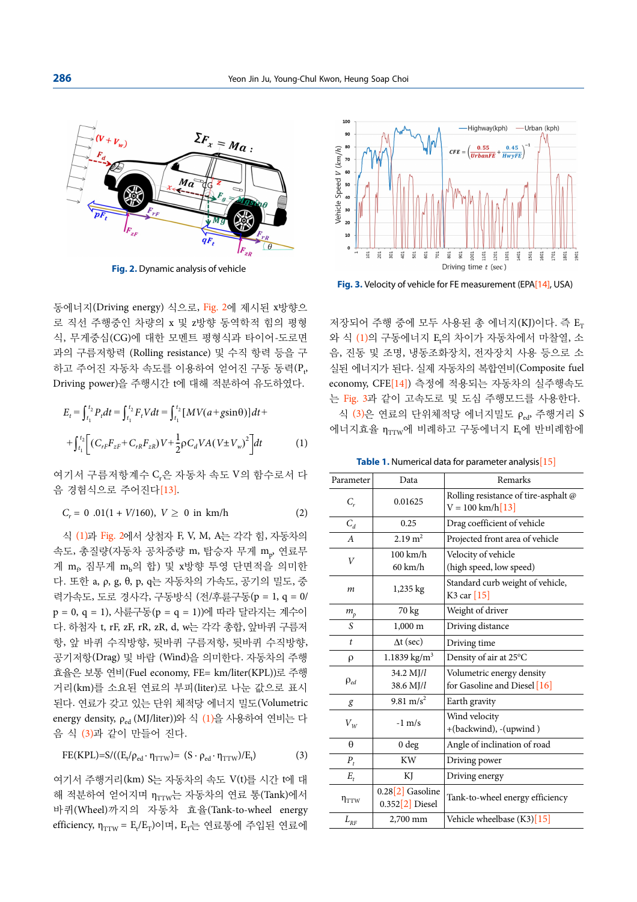Fig. 2. Dynamic analysis of vehicle

Fig. 3. Velocity of vehicle for FE measurement (EPA[14], USA)

동에너지(Driving energy) 식으로, Fig. 2에 제시된 x방향으로 직선 주행중인 차량의 x 및 z방향 동역학적 힘의 평형식, 무게중심(CG)에 대한 모멘트 평형식과 타이어-도로면과의 구름저항력 (Rolling resistance) 및 수직 항력 등을 구하고 주어진 자동차 속도를 이용하여 얻어진 구동 동력($P_t$, Driving power)을 주행시간 t에 대해 적분하여 유도하였다.

$$E_t = \int_{t_1}^{t_2} P_t dt = \int_{t_1}^{t_2} F_t V dt = \int_{t_1}^{t_2} [MV(a + g\sin\theta)]dt +$$

$$+\int_{t_1}^{t_2} \left[ (C_{rF}F_{zF} + C_{rR}F_{zR})V + \frac{1}{2}\rho C_d V A (V \pm V_w)^2 \right] dt \qquad (1)$$

여기서 구름저항계수 $C_r$은 자동차 속도 V의 함수로서 다음 경험식으로 주어진다[13].

$$C_r = 0.01(1 + V/160),\ V \geq 0 \text{ in km/h} \qquad (2)$$

식 (1)과 Fig. 2에서 상첨자 F, V, M, A는 각각 힘, 자동차의 속도, 총질량(자동차 공차중량 m, 탑승자 무게 $m_p$, 연료무게 $m_f$, 짐무게 $m_b$의 합) 및 x방향 투영 단면적을 의미한다. 또한 a, ρ, g, θ, p, q는 자동차의 가속도, 공기의 밀도, 중력가속도, 도로 경사각, 구동방식 (전/후륜구동(p = 1, q = 0/ p = 0, q = 1), 사륜구동(p = q = 1))에 따라 달라지는 계수이다. 하첨자 t, rF, zF, rR, zR, d, w는 각각 총합, 앞바퀴 구름저항, 앞 바퀴 수직방향, 뒷바퀴 구름저항, 뒷바퀴 수직방향, 공기저항(Drag) 및 바람 (Wind)을 의미한다. 자동차의 주행효율은 보통 연비(Fuel economy, FE= km/liter(KPL))로 주행거리(km)를 소요된 연료의 부피(liter)로 나눈 값으로 표시된다. 연료가 갖고 있는 단위 체적당 에너지 밀도(Volumetric energy density, $\rho_{ed}$ (MJ/liter))와 식 (1)을 사용하여 연비는 다음 식 (3)과 같이 만들어 진다.

$$FE(KPL) = S/((E_t/\rho_{ed} \cdot \eta_{TTW}) = (S \cdot \rho_{ed} \cdot \eta_{TTW})/E_t) \qquad (3)$$

여기서 주행거리(km) S는 자동차의 속도 V(t)를 시간 t에 대해 적분하여 얻어지며 $\eta_{TTW}$는 자동차의 연료 통(Tank)에서 바퀴(Wheel)까지의 자동차 효율(Tank-to-wheel energy efficiency, $\eta_{TTW} = E_t/E_T$)이며, $E_T$는 연료통에 주입된 연료에 저장되어 주행 중에 모두 사용된 총 에너지(KJ)이다. 즉 $E_T$와 식 (1)의 구동에너지 $E_t$의 차이가 자동차에서 마찰열, 소음, 진동 및 조명, 냉동조화장치, 전자장치 사용 등으로 소실된 에너지가 된다. 실제 자동차의 복합연비(Composite fuel economy, CFE[14]) 측정에 적용되는 자동차의 실주행속도는 Fig. 3과 같이 고속도로 및 도심 주행모드를 사용한다.

식 (3)은 연료의 단위체적당 에너지밀도 $\rho_{ed}$, 주행거리 S 에너지효율 $\eta_{TTW}$에 비례하고 구동에너지 $E_t$에 반비례함에

Table 1. Numerical data for parameter analysis[15]

| Parameter | Data | Remarks |
|---|---|---|
| $C_r$ | 0.01625 | Rolling resistance of tire-asphalt @ V = 100 km/h[13] |
| $C_d$ | 0.25 | Drag coefficient of vehicle |
| $A$ | 2.19 $m^2$ | Projected front area of vehicle |
| $V$ | 100 km/h<br>60 km/h | Velocity of vehicle<br>(high speed, low speed) |
| $m$ | 1,235 kg | Standard curb weight of vehicle, K3 car [15] |
| $m_p$ | 70 kg | Weight of driver |
| $S$ | 1,000 m | Driving distance |
| $t$ | Δt (sec) | Driving time |
| ρ | 1.1839 kg/$m^3$ | Density of air at 25°C |
| $\rho_{ed}$ | 34.2 MJ/l<br>38.6 MJ/l | Volumetric energy density for Gasoline and Diesel [16] |
| $g$ | 9.81 m/$s^2$ | Earth gravity |
| $V_W$ | -1 m/s | Wind velocity +(backwind), -(upwind ) |
| θ | 0 deg | Angle of inclination of road |
| $P_t$ | KW | Driving power |
| $E_t$ | KJ | Driving energy |
| $\eta_{TTW}$ | 0.28[2] Gasoline<br>0.352[2] Diesel | Tank-to-wheel energy efficiency |
| $L_{RF}$ | 2,700 mm | Vehicle wheelbase (K3)[15] |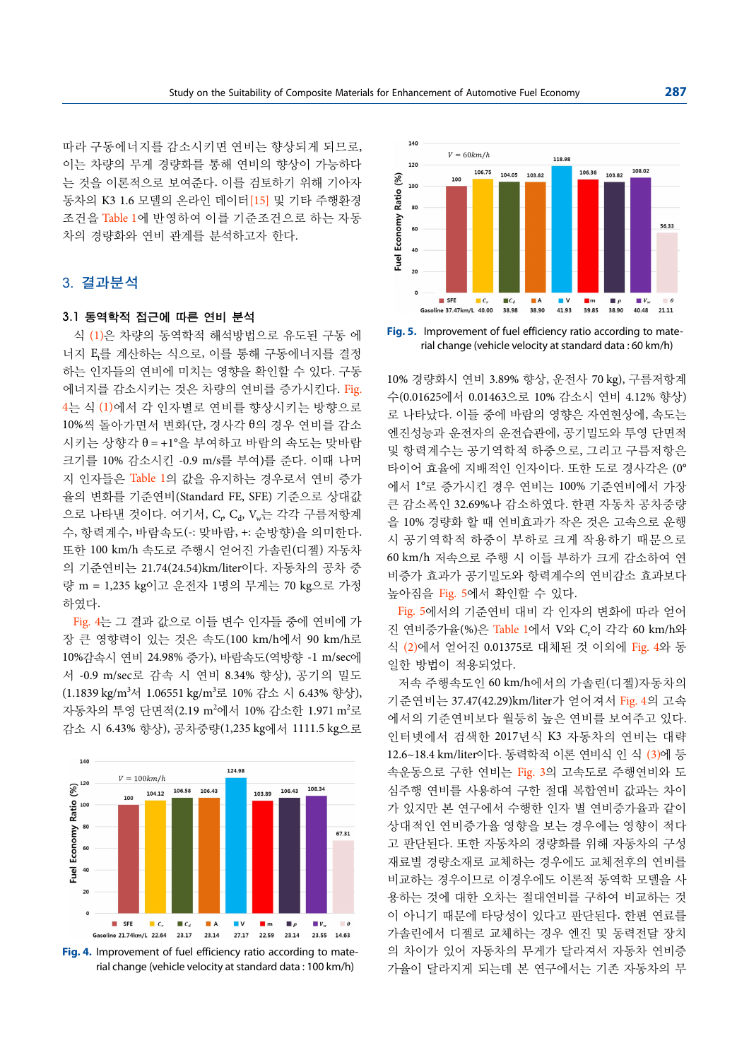따라 구동에너지를 감소시키면 연비는 향상되게 되므로, 이는 차량의 무게 경량화를 통해 연비의 향상이 가능하다는 것을 이론적으로 보여준다. 이를 검토하기 위해 기아자동차의 K3 1.6 모델의 온라인 데이터[15] 및 기타 주행환경 조건을 Table 1에 반영하여 이를 기준조건으로 하는 자동차의 경량화와 연비 관계를 분석하고자 한다.

## 3. 결과분석

### 3.1 동역학적 접근에 따른 연비 분석

식 (1)은 차량의 동역학적 해석방법으로 유도된 구동 에너지 $E_t$를 계산하는 식으로, 이를 통해 구동에너지를 결정하는 인자들의 연비에 미치는 영향을 확인할 수 있다. 구동에너지를 감소시키는 것은 차량의 연비를 증가시킨다. Fig. 4는 식 (1)에서 각 인자별로 연비를 향상시키는 방향으로 10%씩 돌아가면서 변화(단, 경사각 θ의 경우 연비를 감소시키는 상향각 $\theta = +1°$을 부여하고 바람의 속도는 맞바람 크기를 10% 감소시킨 -0.9 m/s를 부여)를 준다. 이때 나머지 인자들은 Table 1의 값을 유지하는 경우로서 연비 증가율의 변화를 기준연비(Standard FE, SFE) 기준으로 상대값으로 나타낸 것이다. 여기서, $C_r$, $C_d$, $V_w$는 각각 구름저항계수, 항력계수, 바람속도(-: 맞바람, +: 순방향)을 의미한다. 또한 100 km/h 속도로 주행시 얻어진 가솔린(디젤) 자동차의 기준연비는 21.74(24.54)km/liter이다. 자동차의 공차 중량 m = 1,235 kg이고 운전자 1명의 무게는 70 kg으로 가정하였다.

Fig. 4는 그 결과 값으로 이들 변수 인자들 중에 연비에 가장 큰 영향력이 있는 것은 속도(100 km/h에서 90 km/h로 10%감속시 연비 24.98% 증가), 바람속도(역방향 -1 m/sec에서 -0.9 m/sec로 감속 시 연비 8.34% 향상), 공기의 밀도(1.1839 kg/m$^3$서 1.06551 kg/m$^3$로 10% 감소 시 6.43% 향상), 자동차의 투영 단면적(2.19 m$^2$에서 10% 감소한 1.971 m$^2$로 감소 시 6.43% 향상), 공차중량(1,235 kg에서 1111.5 kg으로 10% 경량화시 연비 3.89% 향상, 운전자 70 kg), 구름저항계수(0.01625에서 0.01463으로 10% 감소시 연비 4.12% 향상)로 나타났다. 이들 중에 바람의 영향은 자연현상에, 속도는 엔진성능과 운전자의 운전습관에, 공기밀도와 투영 단면적 및 항력계수는 공기역학적 하중으로, 그리고 구름저항은 타이어 효율에 지배적인 인자이다. 또한 도로 경사각은 (0°에서 1°로 증가시킨 경우 연비는 100% 기준연비에서 가장 큰 감소폭인 32.69%나 감소하였다. 한편 자동차 공차중량을 10% 경량화 할 때 연비효과가 작은 것은 고속으로 운행 시 공기역학적 하중이 부하로 크게 작용하기 때문으로 60 km/h 저속으로 주행 시 이들 부하가 크게 감소하여 연비증가 효과가 공기밀도와 항력계수의 연비감소 효과보다 높아짐을 Fig. 5에서 확인할 수 있다.

Fig. 4. Improvement of fuel efficiency ratio according to material change (vehicle velocity at standard data : 100 km/h)

Fig. 5. Improvement of fuel efficiency ratio according to material change (vehicle velocity at standard data : 60 km/h)

Fig. 5에서의 기준연비 대비 각 인자의 변화에 따라 얻어진 연비증가율(%)은 Table 1에서 V와 $C_r$이 각각 60 km/h와 식 (2)에서 얻어진 0.01375로 대체된 것 이외에 Fig. 4와 동일한 방법이 적용되었다.

저속 주행속도인 60 km/h에서의 가솔린(디젤)자동차의 기준연비는 37.47(42.29)km/liter가 얻어져서 Fig. 4의 고속에서의 기준연비보다 월등히 높은 연비를 보여주고 있다. 인터넷에서 검색한 2017년식 K3 자동차의 연비는 대략 12.6~18.4 km/liter이다. 동력학적 이론 연비식 인 식 (3)에 등속운동으로 구한 연비는 Fig. 3의 고속도로 주행연비와 도심주행 연비를 사용하여 구한 절대 복합연비 값과는 차이가 있지만 본 연구에서 수행한 인자 별 연비증가율과 같이 상대적인 연비증가율 영향을 보는 경우에는 영향이 적다고 판단된다. 또한 자동차의 경량화를 위해 자동차의 구성 재료별 경량소재로 교체하는 경우에도 교체전후의 연비를 비교하는 경우이므로 이경우에도 이론적 동역학 모델을 사용하는 것에 대한 오차는 절대연비를 구하여 비교하는 것이 아니기 때문에 타당성이 있다고 판단된다. 한편 연료를 가솔린에서 디젤로 교체하는 경우 엔진 및 동력전달 장치의 차이가 있어 자동차의 무게가 달라져서 자동차 연비증가율이 달라지게 되는데 본 연구에서는 기존 자동차의 무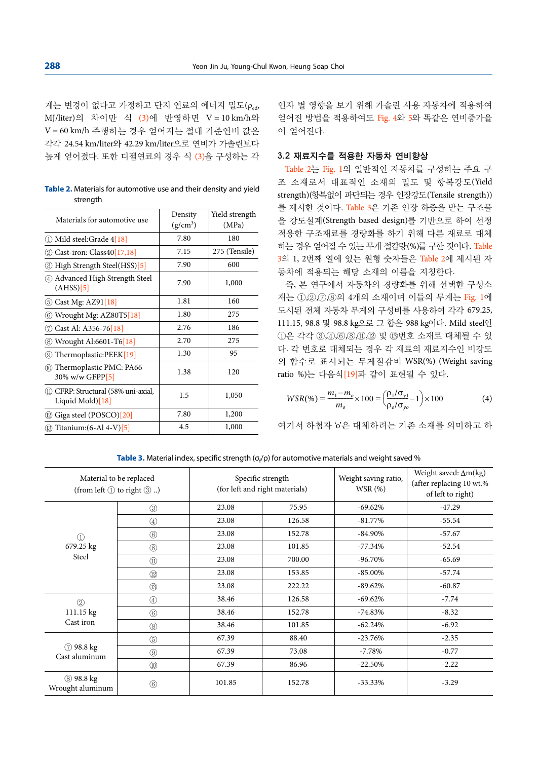게는 변경이 없다고 가정하고 단지 연료의 에너지 밀도($\rho_{ed}$, MJ/liter)의 차이만 식 (3)에 반영하면 V = 10 km/h와 V = 60 km/h 주행하는 경우 얻어지는 절대 기준연비 값은 각각 24.54 km/liter와 42.29 km/liter으로 연비가 가솔린보다 높게 얻어졌다. 또한 디젤연료의 경우 식 (3)을 구성하는 각 인자 별 영향을 보기 위해 가솔린 사용 자동차에 적용하여 얻어진 방법을 적용하여도 Fig. 4와 5와 똑같은 연비증가율이 얻어진다.

**Table 2.** Materials for automotive use and their density and yield strength

| Materials for automotive use | Density (g/cm$^3$) | Yield strength (MPa) |
|---|---|---|
| ① Mild steel:Grade 4[18] | 7.80 | 180 |
| ② Cast-iron: Class40[17,18] | 7.15 | 275 (Tensile) |
| ③ High Strength Steel(HSS)[5] | 7.90 | 600 |
| ④ Advanced High Strength Steel (AHSS)[5] | 7.90 | 1,000 |
| ⑤ Cast Mg: AZ91[18] | 1.81 | 160 |
| ⑥ Wrought Mg: AZ80T5[18] | 1.80 | 275 |
| ⑦ Cast Al: A356-76[18] | 2.76 | 186 |
| ⑧ Wrought Al:6601-T6[18] | 2.70 | 275 |
| ⑨ Thermoplastic:PEEK[19] | 1.30 | 95 |
| ⑩ Thermoplastic PMC: PA66 30% w/w GFPP[5] | 1.38 | 120 |
| ⑪ CFRP: Structural (58% uni-axial, Liquid Mold)[18] | 1.5 | 1,050 |
| ⑫ Giga steel (POSCO)[20] | 7.80 | 1,200 |
| ⑬ Titanium:(6-Al 4-V)[5] | 4.5 | 1,000 |

### 3.2 재료지수를 적용한 자동차 연비향상

Table 2는 Fig. 1의 일반적인 자동차를 구성하는 주요 구조 소재로서 대표적인 소재의 밀도 및 항복강도(Yield strength)(항복없이 파단되는 경우 인장강도(Tensile strength))를 제시한 것이다. Table 3은 기존 인장 하중을 받는 구조물을 강도설계(Strength based design)를 기반으로 하여 선정 적용한 구조재료를 경량화를 하기 위해 다른 재료로 대체하는 경우 얻어질 수 있는 무게 절감량(%)를 구한 것이다. Table 3의 1, 2번째 열에 있는 원형 숫자들은 Table 2에 제시된 자동차에 적용되는 해당 소재의 이름을 지칭한다.

즉, 본 연구에서 자동차의 경량화를 위해 선택한 구성소재는 ①,②,⑦,⑧의 4개의 소재이며 이들의 무게는 Fig. 1에 도시된 전체 자동차 무게의 구성비를 사용하여 각각 679.25, 111.15, 98.8 및 98.8 kg으로 그 합은 988 kg이다. Mild steel인 ①은 각각 ③,④,⑥,⑧,⑪,⑫ 및 ⑬번호 소재로 대체될 수 있다. 각 번호로 대체되는 경우 각 재료의 재료지수인 비강도의 함수로 표시되는 무게절감비 WSR(%) (Weight saving ratio %)는 다음식[19]과 같이 표현될 수 있다.

$$WSR(\%) = \frac{m_1 - m_o}{m_o} \times 100 = \left(\frac{\rho_1/\sigma_{y1}}{\rho_o/\sigma_{yo}} - 1\right) \times 100 \quad (4)$$

여기서 하첨자 'o'은 대체하려는 기존 소재를 의미하고 하

**Table 3.** Material index, specific strength ($\sigma_f/\rho$) for automotive materials and weight saved %

| Material to be replaced (from left ① to right ③ ..) | | Specific strength (for left and right materials) | | Weight saving ratio, WSR (%) | Weight saved: $\Delta m$(kg) (after replacing 10 wt.% of left to right) |
|---|---|---|---|---|---|
| ① 679.25 kg Steel | ③ | 23.08 | 75.95 | -69.62% | -47.29 |
| | ④ | 23.08 | 126.58 | -81.77% | -55.54 |
| | ⑥ | 23.08 | 152.78 | -84.90% | -57.67 |
| | ⑧ | 23.08 | 101.85 | -77.34% | -52.54 |
| | ⑪ | 23.08 | 700.00 | -96.70% | -65.69 |
| | ⑫ | 23.08 | 153.85 | -85.00% | -57.74 |
| | ⑬ | 23.08 | 222.22 | -89.62% | -60.87 |
| ② 111.15 kg Cast iron | ④ | 38.46 | 126.58 | -69.62% | -7.74 |
| | ⑥ | 38.46 | 152.78 | -74.83% | -8.32 |
| | ⑧ | 38.46 | 101.85 | -62.24% | -6.92 |
| ⑦ 98.8 kg Cast aluminum | ⑤ | 67.39 | 88.40 | -23.76% | -2.35 |
| | ⑨ | 67.39 | 73.08 | -7.78% | -0.77 |
| | ⑩ | 67.39 | 86.96 | -22.50% | -2.22 |
| ⑧ 98.8 kg Wrought aluminum | ⑥ | 101.85 | 152.78 | -33.33% | -3.29 |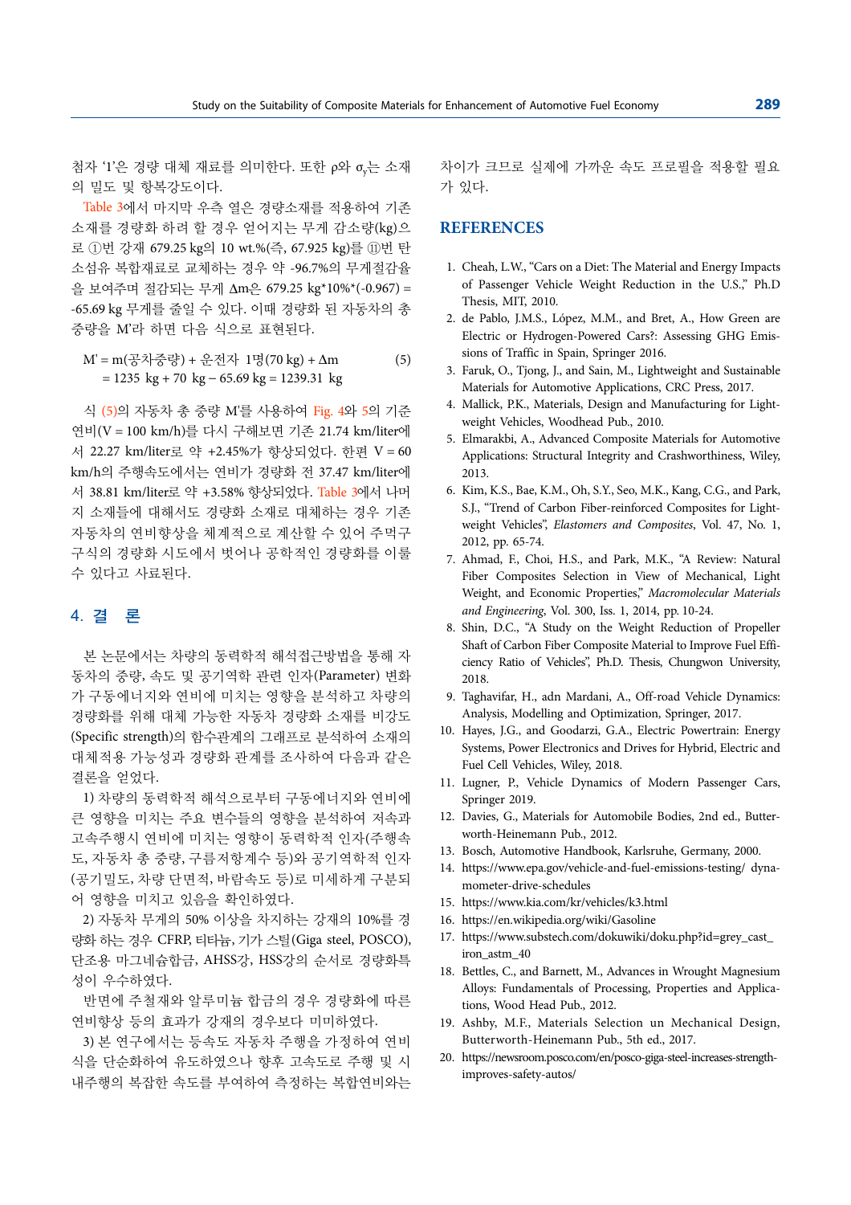첨자 '1'은 경량 대체 재료를 의미한다. 또한 $\rho$와 $\sigma_y$는 소재의 밀도 및 항복강도이다.

Table 3에서 마지막 우측 열은 경량소재를 적용하여 기존 소재를 경량화 하려 할 경우 얻어지는 무게 감소량(kg)으로 ①번 강재 679.25 kg의 10 wt.%(즉, 67.925 kg)를 ⑪번 탄소섬유 복합재료로 교체하는 경우 약 -96.7%의 무게절감율을 보여주며 절감되는 무게 $\Delta m$은 679.25 kg*10%*(-0.967) = -65.69 kg 무게를 줄일 수 있다. 이때 경량화 된 자동차의 총 중량을 M'라 하면 다음 식으로 표현된다.

$$M' = m(공차중량) + 운전자\ 1명(70\ kg) + \Delta m \quad (5)$$
$$= 1235\ kg + 70\ kg - 65.69\ kg = 1239.31\ kg$$

식 (5)의 자동차 총 중량 M'를 사용하여 Fig. 4와 5의 기존 연비(V = 100 km/h)를 다시 구해보면 기존 21.74 km/liter에서 22.27 km/liter로 약 +2.45%가 향상되었다. 한편 V = 60 km/h의 주행속도에서는 연비가 경량화 전 37.47 km/liter에서 38.81 km/liter로 약 +3.58% 향상되었다. Table 3에서 나머지 소재들에 대해서도 경량화 소재로 대체하는 경우 기존 자동차의 연비향상을 체계적으로 계산할 수 있어 주먹구구식의 경량화 시도에서 벗어나 공학적인 경량화를 이룰 수 있다고 사료된다.

## 4. 결 론

본 논문에서는 차량의 동력학적 해석접근방법을 통해 자동차의 중량, 속도 및 공기역학 관련 인자(Parameter) 변화가 구동에너지와 연비에 미치는 영향을 분석하고 차량의 경량화를 위해 대체 가능한 자동차 경량화 소재를 비강도(Specific strength)의 함수관계의 그래프로 분석하여 소재의 대체적용 가능성과 경량화 관계를 조사하여 다음과 같은 결론을 얻었다.

1) 차량의 동력학적 해석으로부터 구동에너지와 연비에 큰 영향을 미치는 주요 변수들의 영향을 분석하여 저속과 고속주행시 연비에 미치는 영향이 동력학적 인자(주행속도, 자동차 총 중량, 구름저항계수 등)와 공기역학적 인자(공기밀도, 차량 단면적, 바람속도 등)로 미세하게 구분되어 영향을 미치고 있음을 확인하였다.

2) 자동차 무게의 50% 이상을 차지하는 강재의 10%를 경량화 하는 경우 CFRP, 티타늄, 기가 스틸(Giga steel, POSCO), 단조용 마그네슘합금, AHSS강, HSS강의 순서로 경량화특성이 우수하였다.

반면에 주철재와 알루미늄 합금의 경우 경량화에 따른 연비향상 등의 효과가 강재의 경우보다 미미하였다.

3) 본 연구에서는 등속도 자동차 주행을 가정하여 연비식을 단순화하여 유도하였으나 향후 고속도로 주행 및 시내주행의 복잡한 속도를 부여하여 측정하는 복합연비와는 차이가 크므로 실제에 가까운 속도 프로필을 적용할 필요가 있다.

## REFERENCES

1. Cheah, L.W., "Cars on a Diet: The Material and Energy Impacts of Passenger Vehicle Weight Reduction in the U.S.," Ph.D Thesis, MIT, 2010.
2. de Pablo, J.M.S., López, M.M., and Bret, A., How Green are Electric or Hydrogen-Powered Cars?: Assessing GHG Emissions of Traffic in Spain, Springer 2016.
3. Faruk, O., Tjong, J., and Sain, M., Lightweight and Sustainable Materials for Automotive Applications, CRC Press, 2017.
4. Mallick, P.K., Materials, Design and Manufacturing for Lightweight Vehicles, Woodhead Pub., 2010.
5. Elmarakbi, A., Advanced Composite Materials for Automotive Applications: Structural Integrity and Crashworthiness, Wiley, 2013.
6. Kim, K.S., Bae, K.M., Oh, S.Y., Seo, M.K., Kang, C.G., and Park, S.J., "Trend of Carbon Fiber-reinforced Composites for Lightweight Vehicles", *Elastomers and Composites*, Vol. 47, No. 1, 2012, pp. 65-74.
7. Ahmad, F., Choi, H.S., and Park, M.K., "A Review: Natural Fiber Composites Selection in View of Mechanical, Light Weight, and Economic Properties," *Macromolecular Materials and Engineering*, Vol. 300, Iss. 1, 2014, pp. 10-24.
8. Shin, D.C., "A Study on the Weight Reduction of Propeller Shaft of Carbon Fiber Composite Material to Improve Fuel Efficiency Ratio of Vehicles", Ph.D. Thesis, Chungwon University, 2018.
9. Taghavifar, H., adn Mardani, A., Off-road Vehicle Dynamics: Analysis, Modelling and Optimization, Springer, 2017.
10. Hayes, J.G., and Goodarzi, G.A., Electric Powertrain: Energy Systems, Power Electronics and Drives for Hybrid, Electric and Fuel Cell Vehicles, Wiley, 2018.
11. Lugner, P., Vehicle Dynamics of Modern Passenger Cars, Springer 2019.
12. Davies, G., Materials for Automobile Bodies, 2nd ed., Butterworth-Heinemann Pub., 2012.
13. Bosch, Automotive Handbook, Karlsruhe, Germany, 2000.
14. https://www.epa.gov/vehicle-and-fuel-emissions-testing/ dynamometer-drive-schedules
15. https://www.kia.com/kr/vehicles/k3.html
16. https://en.wikipedia.org/wiki/Gasoline
17. https://www.substech.com/dokuwiki/doku.php?id=grey_cast_iron_astm_40
18. Bettles, C., and Barnett, M., Advances in Wrought Magnesium Alloys: Fundamentals of Processing, Properties and Applications, Wood Head Pub., 2012.
19. Ashby, M.F., Materials Selection un Mechanical Design, Butterworth-Heinemann Pub., 5th ed., 2017.
20. https://newsroom.posco.com/en/posco-giga-steel-increases-strength-improves-safety-autos/